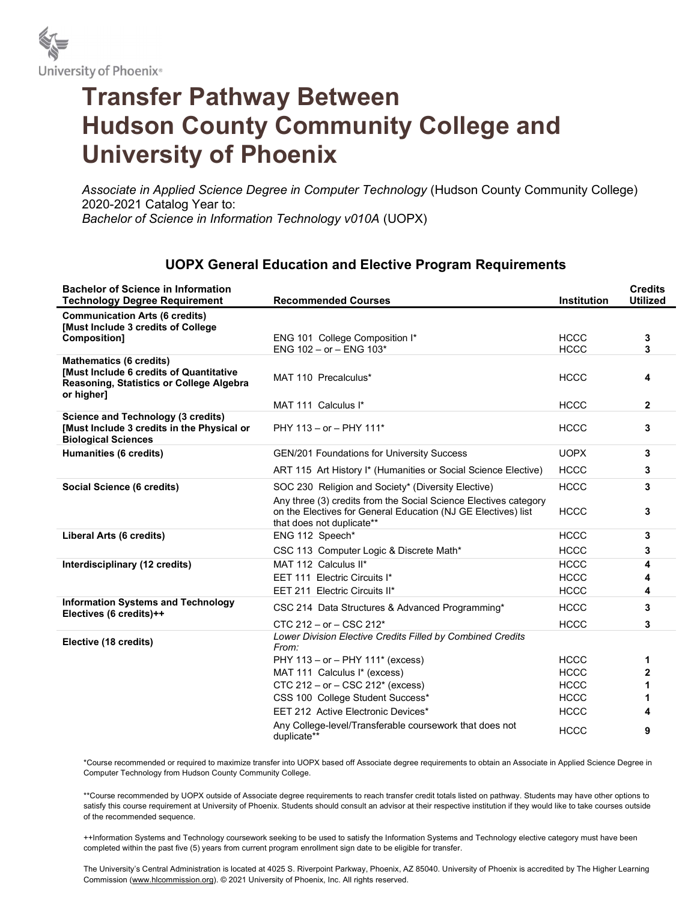University of Phoenix®

# Transfer Pathway Between Hudson County Community College and University of Phoenix

*Associate in Applied Science Degree in Computer Technology* (Hudson County Community College) 2020-2021 Catalog Year to:
*Bachelor of Science in Information Technology v010A* (UOPX)

## UOPX General Education and Elective Program Requirements

| Bachelor of Science in Information Technology Degree Requirement | Recommended Courses | Institution | Credits Utilized |
|---|---|---|---|
| **Communication Arts (6 credits) [Must Include 3 credits of College Composition]** | ENG 101 College Composition I* | HCCC | **3** |
| | ENG 102 – or – ENG 103* | HCCC | **3** |
| **Mathematics (6 credits) [Must Include 6 credits of Quantitative Reasoning, Statistics or College Algebra or higher]** | MAT 110 Precalculus* | HCCC | **4** |
| | MAT 111 Calculus I* | HCCC | **2** |
| **Science and Technology (3 credits) [Must Include 3 credits in the Physical or Biological Sciences** | PHY 113 – or – PHY 111* | HCCC | **3** |
| **Humanities (6 credits)** | GEN/201 Foundations for University Success | UOPX | **3** |
| | ART 115 Art History I* (Humanities or Social Science Elective) | HCCC | **3** |
| **Social Science (6 credits)** | SOC 230 Religion and Society* (Diversity Elective) | HCCC | **3** |
| | Any three (3) credits from the Social Science Electives category on the Electives for General Education (NJ GE Electives) list that does not duplicate** | HCCC | **3** |
| **Liberal Arts (6 credits)** | ENG 112 Speech* | HCCC | **3** |
| | CSC 113 Computer Logic & Discrete Math* | HCCC | **3** |
| **Interdisciplinary (12 credits)** | MAT 112 Calculus II* | HCCC | **4** |
| | EET 111 Electric Circuits I* | HCCC | **4** |
| | EET 211 Electric Circuits II* | HCCC | **4** |
| **Information Systems and Technology Electives (6 credits)++** | CSC 214 Data Structures & Advanced Programming* | HCCC | **3** |
| | CTC 212 – or – CSC 212* | HCCC | **3** |
| **Elective (18 credits)** | *Lower Division Elective Credits Filled by Combined Credits From:* | | |
| | PHY 113 – or – PHY 111* (excess) | HCCC | **1** |
| | MAT 111 Calculus I* (excess) | HCCC | **2** |
| | CTC 212 – or – CSC 212* (excess) | HCCC | **1** |
| | CSS 100 College Student Success* | HCCC | **1** |
| | EET 212 Active Electronic Devices* | HCCC | **4** |
| | Any College-level/Transferable coursework that does not duplicate** | HCCC | **9** |

*Course recommended or required to maximize transfer into UOPX based off Associate degree requirements to obtain an Associate in Applied Science Degree in Computer Technology from Hudson County Community College.

**Course recommended by UOPX outside of Associate degree requirements to reach transfer credit totals listed on pathway. Students may have other options to satisfy this course requirement at University of Phoenix. Students should consult an advisor at their respective institution if they would like to take courses outside of the recommended sequence.

++Information Systems and Technology coursework seeking to be used to satisfy the Information Systems and Technology elective category must have been completed within the past five (5) years from current program enrollment sign date to be eligible for transfer.

The University's Central Administration is located at 4025 S. Riverpoint Parkway, Phoenix, AZ 85040. University of Phoenix is accredited by The Higher Learning Commission (www.hlcommission.org). © 2021 University of Phoenix, Inc. All rights reserved.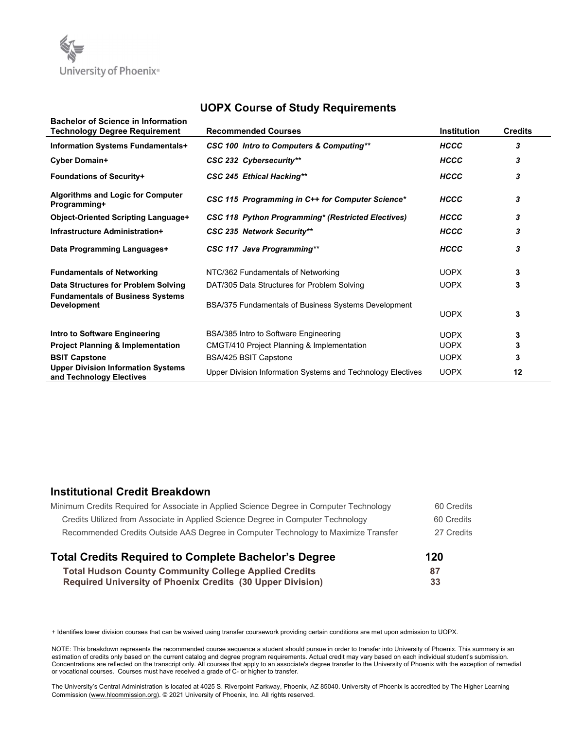University of Phoenix®

## UOPX Course of Study Requirements

| Bachelor of Science in Information Technology Degree Requirement | Recommended Courses | Institution | Credits |
|---|---|---|---|
| **Information Systems Fundamentals+** | ***CSC 100 Intro to Computers & Computing\*\**** | ***HCCC*** | ***3*** |
| **Cyber Domain+** | ***CSC 232 Cybersecurity\*\**** | ***HCCC*** | ***3*** |
| **Foundations of Security+** | ***CSC 245 Ethical Hacking\*\**** | ***HCCC*** | ***3*** |
| **Algorithms and Logic for Computer Programming+** | ***CSC 115 Programming in C++ for Computer Science\**** | ***HCCC*** | ***3*** |
| **Object-Oriented Scripting Language+** | ***CSC 118 Python Programming\* (Restricted Electives)*** | ***HCCC*** | ***3*** |
| **Infrastructure Administration+** | ***CSC 235 Network Security\*\**** | ***HCCC*** | ***3*** |
| **Data Programming Languages+** | ***CSC 117 Java Programming\*\**** | ***HCCC*** | ***3*** |
| **Fundamentals of Networking** | NTC/362 Fundamentals of Networking | UOPX | **3** |
| **Data Structures for Problem Solving** | DAT/305 Data Structures for Problem Solving | UOPX | **3** |
| **Fundamentals of Business Systems Development** | BSA/375 Fundamentals of Business Systems Development | UOPX | **3** |
| **Intro to Software Engineering** | BSA/385 Intro to Software Engineering | UOPX | **3** |
| **Project Planning & Implementation** | CMGT/410 Project Planning & Implementation | UOPX | **3** |
| **BSIT Capstone** | BSA/425 BSIT Capstone | UOPX | **3** |
| **Upper Division Information Systems and Technology Electives** | Upper Division Information Systems and Technology Electives | UOPX | **12** |

## Institutional Credit Breakdown

| | |
|---|---|
| Minimum Credits Required for Associate in Applied Science Degree in Computer Technology | 60 Credits |
| Credits Utilized from Associate in Applied Science Degree in Computer Technology | 60 Credits |
| Recommended Credits Outside AAS Degree in Computer Technology to Maximize Transfer | 27 Credits |

| | |
|---|---|
| **Total Credits Required to Complete Bachelor's Degree** | **120** |
| **Total Hudson County Community College Applied Credits** | **87** |
| **Required University of Phoenix Credits (30 Upper Division)** | **33** |

+ Identifies lower division courses that can be waived using transfer coursework providing certain conditions are met upon admission to UOPX.

NOTE: This breakdown represents the recommended course sequence a student should pursue in order to transfer into University of Phoenix. This summary is an estimation of credits only based on the current catalog and degree program requirements. Actual credit may vary based on each individual student's submission. Concentrations are reflected on the transcript only. All courses that apply to an associate's degree transfer to the University of Phoenix with the exception of remedial or vocational courses. Courses must have received a grade of C- or higher to transfer.

The University's Central Administration is located at 4025 S. Riverpoint Parkway, Phoenix, AZ 85040. University of Phoenix is accredited by The Higher Learning Commission (www.hlcommission.org). © 2021 University of Phoenix, Inc. All rights reserved.